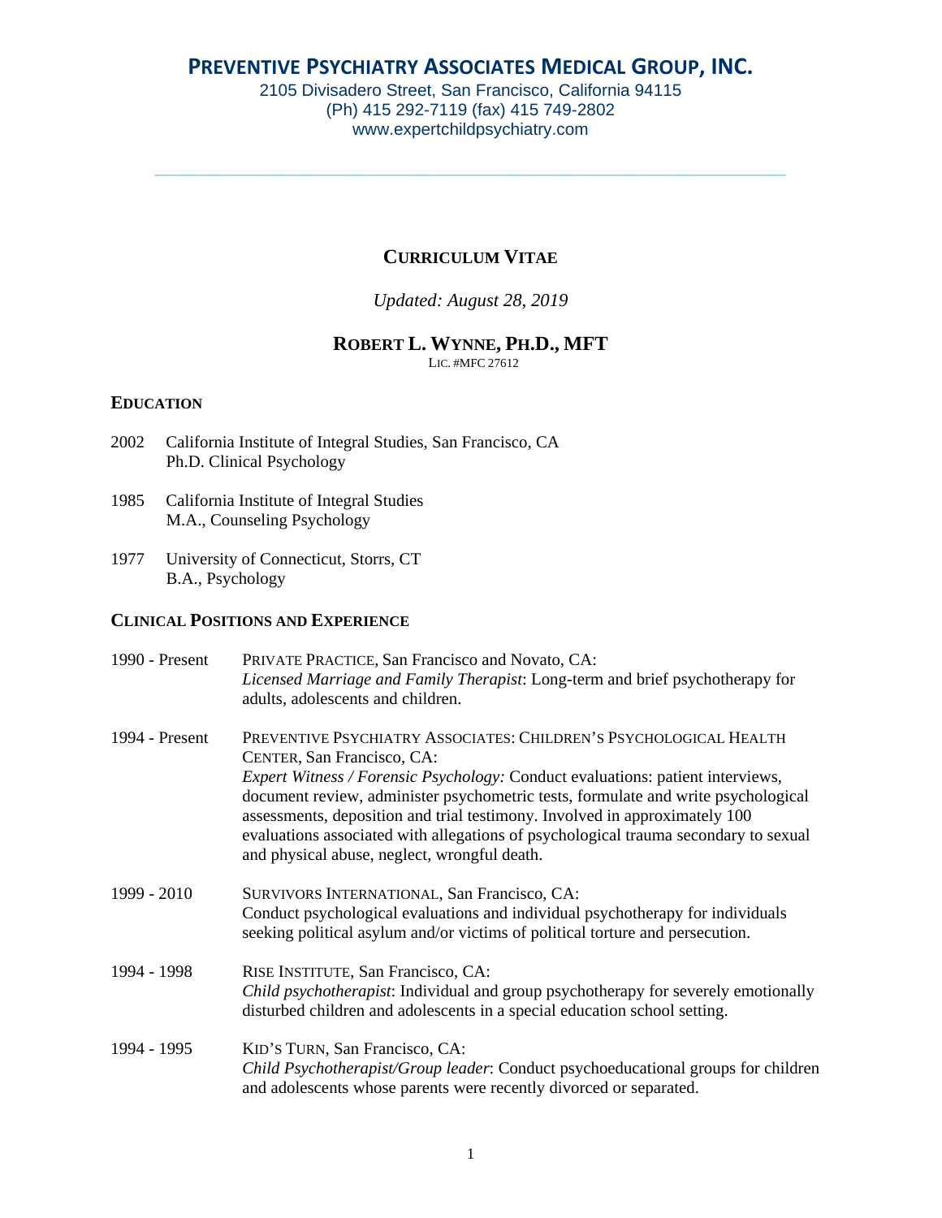# PREVENTIVE PSYCHIATRY ASSOCIATES MEDICAL GROUP, INC.

2105 Divisadero Street, San Francisco, California 94115
(Ph) 415 292-7119 (fax) 415 749-2802
www.expertchildpsychiatry.com

---

## CURRICULUM VITAE

*Updated: August 28, 2019*

## ROBERT L. WYNNE, PH.D., MFT

LIC. #MFC 27612

### EDUCATION

2002 California Institute of Integral Studies, San Francisco, CA
Ph.D. Clinical Psychology

1985 California Institute of Integral Studies
M.A., Counseling Psychology

1977 University of Connecticut, Storrs, CT
B.A., Psychology

### CLINICAL POSITIONS AND EXPERIENCE

1990 - Present PRIVATE PRACTICE, San Francisco and Novato, CA:
*Licensed Marriage and Family Therapist*: Long-term and brief psychotherapy for adults, adolescents and children.

1994 - Present PREVENTIVE PSYCHIATRY ASSOCIATES: CHILDREN'S PSYCHOLOGICAL HEALTH CENTER, San Francisco, CA:
*Expert Witness / Forensic Psychology:* Conduct evaluations: patient interviews, document review, administer psychometric tests, formulate and write psychological assessments, deposition and trial testimony. Involved in approximately 100 evaluations associated with allegations of psychological trauma secondary to sexual and physical abuse, neglect, wrongful death.

1999 - 2010 SURVIVORS INTERNATIONAL, San Francisco, CA:
Conduct psychological evaluations and individual psychotherapy for individuals seeking political asylum and/or victims of political torture and persecution.

1994 - 1998 RISE INSTITUTE, San Francisco, CA:
*Child psychotherapist*: Individual and group psychotherapy for severely emotionally disturbed children and adolescents in a special education school setting.

1994 - 1995 KID'S TURN, San Francisco, CA:
*Child Psychotherapist/Group leader*: Conduct psychoeducational groups for children and adolescents whose parents were recently divorced or separated.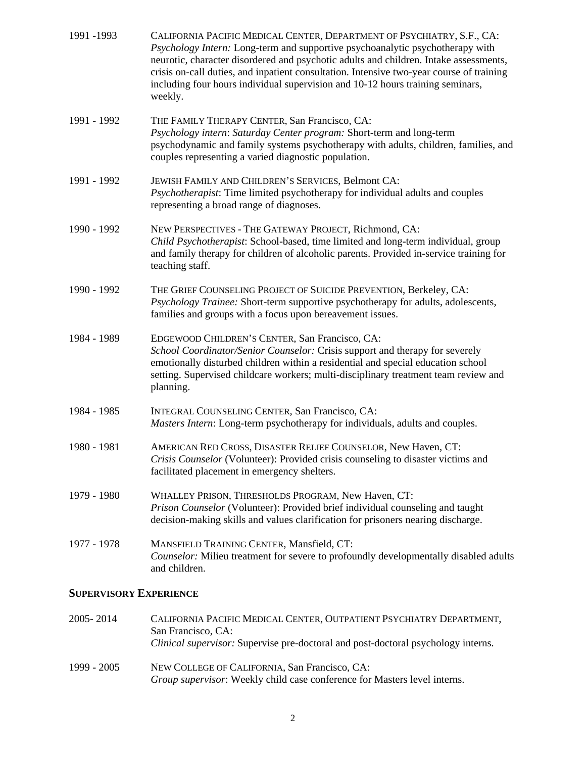1991 -1993 CALIFORNIA PACIFIC MEDICAL CENTER, DEPARTMENT OF PSYCHIATRY, S.F., CA:
*Psychology Intern:* Long-term and supportive psychoanalytic psychotherapy with neurotic, character disordered and psychotic adults and children. Intake assessments, crisis on-call duties, and inpatient consultation. Intensive two-year course of training including four hours individual supervision and 10-12 hours training seminars, weekly.

1991 - 1992 THE FAMILY THERAPY CENTER, San Francisco, CA:
*Psychology intern*: *Saturday Center program:* Short-term and long-term psychodynamic and family systems psychotherapy with adults, children, families, and couples representing a varied diagnostic population.

1991 - 1992 JEWISH FAMILY AND CHILDREN'S SERVICES, Belmont CA:
*Psychotherapist*: Time limited psychotherapy for individual adults and couples representing a broad range of diagnoses.

1990 - 1992 NEW PERSPECTIVES - THE GATEWAY PROJECT, Richmond, CA:
*Child Psychotherapist*: School-based, time limited and long-term individual, group and family therapy for children of alcoholic parents. Provided in-service training for teaching staff.

1990 - 1992 THE GRIEF COUNSELING PROJECT OF SUICIDE PREVENTION, Berkeley, CA:
*Psychology Trainee:* Short-term supportive psychotherapy for adults, adolescents, families and groups with a focus upon bereavement issues.

1984 - 1989 EDGEWOOD CHILDREN'S CENTER, San Francisco, CA:
*School Coordinator/Senior Counselor:* Crisis support and therapy for severely emotionally disturbed children within a residential and special education school setting. Supervised childcare workers; multi-disciplinary treatment team review and planning.

1984 - 1985 INTEGRAL COUNSELING CENTER, San Francisco, CA:
*Masters Intern*: Long-term psychotherapy for individuals, adults and couples.

1980 - 1981 AMERICAN RED CROSS, DISASTER RELIEF COUNSELOR, New Haven, CT:
*Crisis Counselor* (Volunteer): Provided crisis counseling to disaster victims and facilitated placement in emergency shelters.

1979 - 1980 WHALLEY PRISON, THRESHOLDS PROGRAM, New Haven, CT:
*Prison Counselor* (Volunteer): Provided brief individual counseling and taught decision-making skills and values clarification for prisoners nearing discharge.

1977 - 1978 MANSFIELD TRAINING CENTER, Mansfield, CT:
*Counselor:* Milieu treatment for severe to profoundly developmentally disabled adults and children.

## SUPERVISORY EXPERIENCE

2005- 2014 CALIFORNIA PACIFIC MEDICAL CENTER, OUTPATIENT PSYCHIATRY DEPARTMENT, San Francisco, CA:
*Clinical supervisor:* Supervise pre-doctoral and post-doctoral psychology interns.

1999 - 2005 NEW COLLEGE OF CALIFORNIA, San Francisco, CA:
*Group supervisor*: Weekly child case conference for Masters level interns.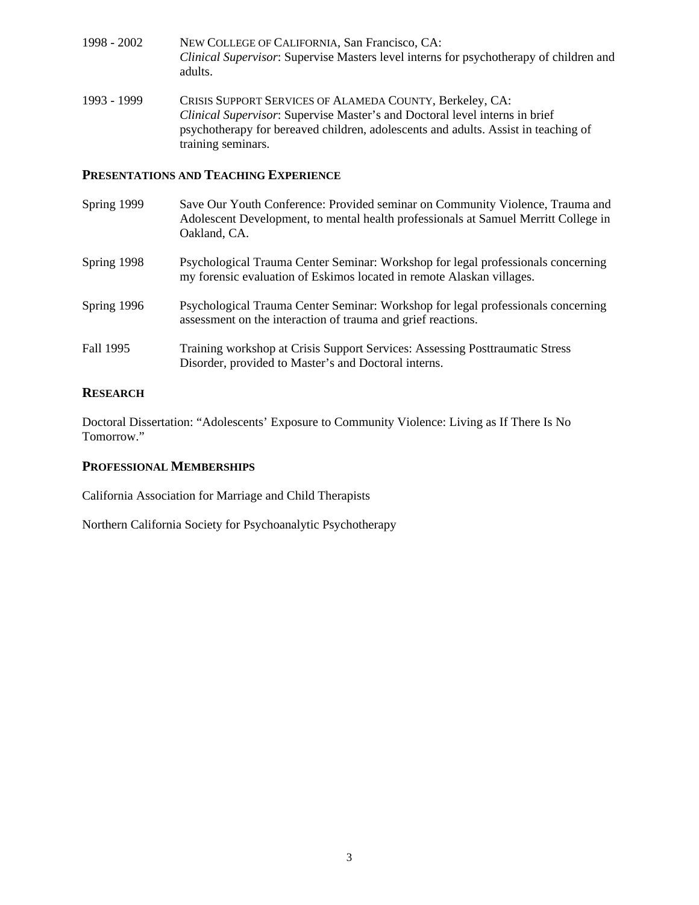1998 - 2002 NEW COLLEGE OF CALIFORNIA, San Francisco, CA:
*Clinical Supervisor*: Supervise Masters level interns for psychotherapy of children and adults.

1993 - 1999 CRISIS SUPPORT SERVICES OF ALAMEDA COUNTY, Berkeley, CA:
*Clinical Supervisor*: Supervise Master's and Doctoral level interns in brief psychotherapy for bereaved children, adolescents and adults. Assist in teaching of training seminars.

## PRESENTATIONS AND TEACHING EXPERIENCE

Spring 1999 Save Our Youth Conference: Provided seminar on Community Violence, Trauma and Adolescent Development, to mental health professionals at Samuel Merritt College in Oakland, CA.

Spring 1998 Psychological Trauma Center Seminar: Workshop for legal professionals concerning my forensic evaluation of Eskimos located in remote Alaskan villages.

Spring 1996 Psychological Trauma Center Seminar: Workshop for legal professionals concerning assessment on the interaction of trauma and grief reactions.

Fall 1995 Training workshop at Crisis Support Services: Assessing Posttraumatic Stress Disorder, provided to Master's and Doctoral interns.

## RESEARCH

Doctoral Dissertation: "Adolescents' Exposure to Community Violence: Living as If There Is No Tomorrow."

## PROFESSIONAL MEMBERSHIPS

California Association for Marriage and Child Therapists

Northern California Society for Psychoanalytic Psychotherapy